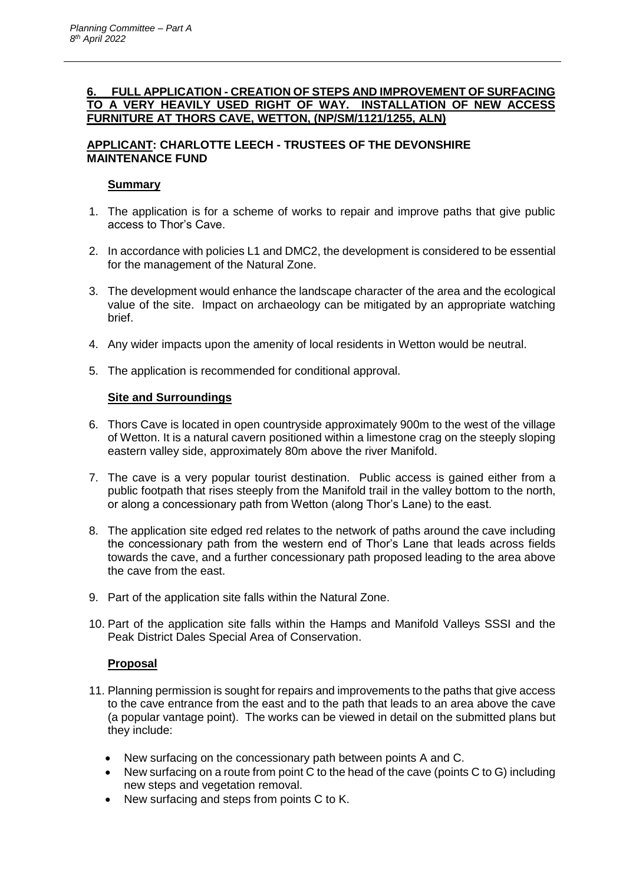## 6. FULL APPLICATION - CREATION OF STEPS AND IMPROVEMENT OF SURFACING TO A VERY HEAVILY USED RIGHT OF WAY. INSTALLATION OF NEW ACCESS FURNITURE AT THORS CAVE, WETTON, (NP/SM/1121/1255, ALN)

**APPLICANT: CHARLOTTE LEECH - TRUSTEES OF THE DEVONSHIRE MAINTENANCE FUND**

### Summary

1. The application is for a scheme of works to repair and improve paths that give public access to Thor's Cave.
2. In accordance with policies L1 and DMC2, the development is considered to be essential for the management of the Natural Zone.
3. The development would enhance the landscape character of the area and the ecological value of the site. Impact on archaeology can be mitigated by an appropriate watching brief.
4. Any wider impacts upon the amenity of local residents in Wetton would be neutral.
5. The application is recommended for conditional approval.

### Site and Surroundings

6. Thors Cave is located in open countryside approximately 900m to the west of the village of Wetton. It is a natural cavern positioned within a limestone crag on the steeply sloping eastern valley side, approximately 80m above the river Manifold.
7. The cave is a very popular tourist destination. Public access is gained either from a public footpath that rises steeply from the Manifold trail in the valley bottom to the north, or along a concessionary path from Wetton (along Thor's Lane) to the east.
8. The application site edged red relates to the network of paths around the cave including the concessionary path from the western end of Thor's Lane that leads across fields towards the cave, and a further concessionary path proposed leading to the area above the cave from the east.
9. Part of the application site falls within the Natural Zone.
10. Part of the application site falls within the Hamps and Manifold Valleys SSSI and the Peak District Dales Special Area of Conservation.

### Proposal

11. Planning permission is sought for repairs and improvements to the paths that give access to the cave entrance from the east and to the path that leads to an area above the cave (a popular vantage point). The works can be viewed in detail on the submitted plans but they include:
    - New surfacing on the concessionary path between points A and C.
    - New surfacing on a route from point C to the head of the cave (points C to G) including new steps and vegetation removal.
    - New surfacing and steps from points C to K.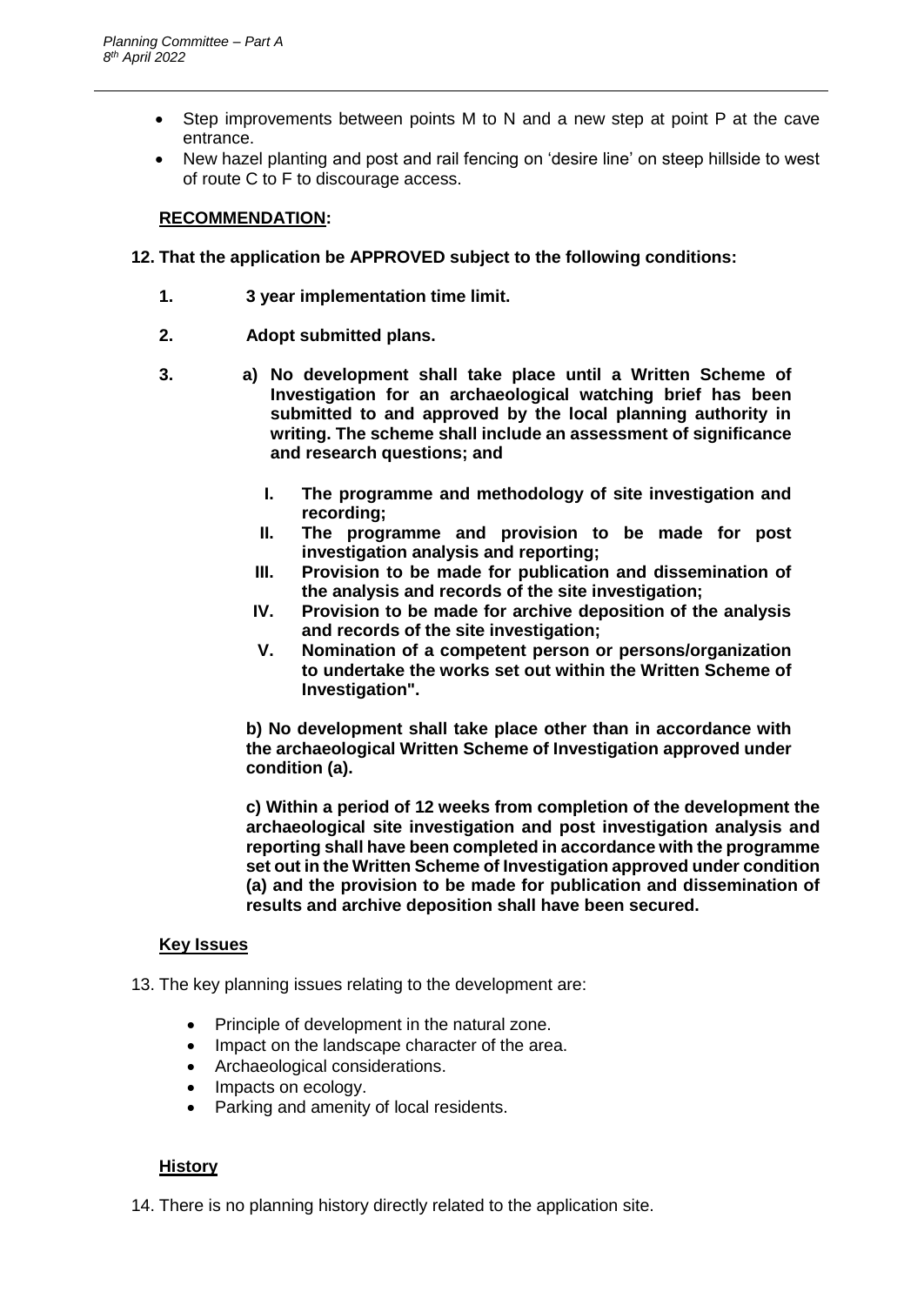- Step improvements between points M to N and a new step at point P at the cave entrance.
- New hazel planting and post and rail fencing on 'desire line' on steep hillside to west of route C to F to discourage access.

## RECOMMENDATION:

**12. That the application be APPROVED subject to the following conditions:**

**1. 3 year implementation time limit.**

**2. Adopt submitted plans.**

**3. a) No development shall take place until a Written Scheme of Investigation for an archaeological watching brief has been submitted to and approved by the local planning authority in writing. The scheme shall include an assessment of significance and research questions; and**

**I. The programme and methodology of site investigation and recording;**

**II. The programme and provision to be made for post investigation analysis and reporting;**

**III. Provision to be made for publication and dissemination of the analysis and records of the site investigation;**

**IV. Provision to be made for archive deposition of the analysis and records of the site investigation;**

**V. Nomination of a competent person or persons/organization to undertake the works set out within the Written Scheme of Investigation".**

**b) No development shall take place other than in accordance with the archaeological Written Scheme of Investigation approved under condition (a).**

**c) Within a period of 12 weeks from completion of the development the archaeological site investigation and post investigation analysis and reporting shall have been completed in accordance with the programme set out in the Written Scheme of Investigation approved under condition (a) and the provision to be made for publication and dissemination of results and archive deposition shall have been secured.**

## Key Issues

13. The key planning issues relating to the development are:

- Principle of development in the natural zone.
- Impact on the landscape character of the area.
- Archaeological considerations.
- Impacts on ecology.
- Parking and amenity of local residents.

## History

14. There is no planning history directly related to the application site.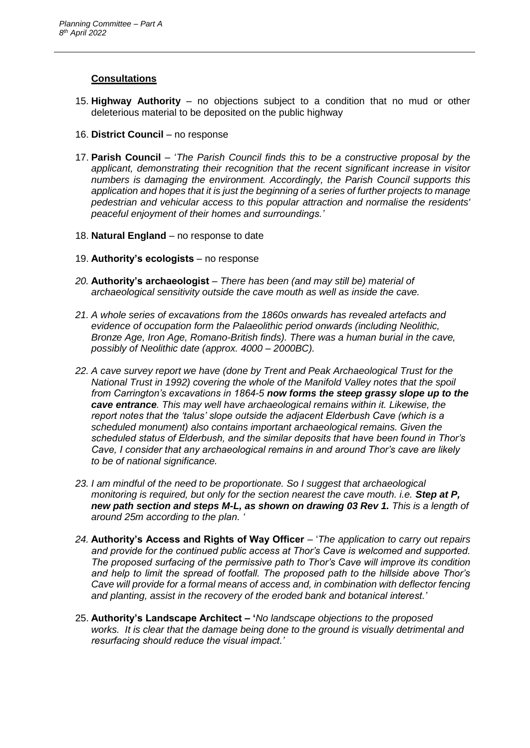**Consultations**

15. **Highway Authority** – no objections subject to a condition that no mud or other deleterious material to be deposited on the public highway

16. **District Council** – no response

17. **Parish Council** – '*The Parish Council finds this to be a constructive proposal by the applicant, demonstrating their recognition that the recent significant increase in visitor numbers is damaging the environment. Accordingly, the Parish Council supports this application and hopes that it is just the beginning of a series of further projects to manage pedestrian and vehicular access to this popular attraction and normalise the residents' peaceful enjoyment of their homes and surroundings.*'

18. **Natural England** – no response to date

19. **Authority's ecologists** – no response

20. **Authority's archaeologist** – *There has been (and may still be) material of archaeological sensitivity outside the cave mouth as well as inside the cave.*

21. *A whole series of excavations from the 1860s onwards has revealed artefacts and evidence of occupation form the Palaeolithic period onwards (including Neolithic, Bronze Age, Iron Age, Romano-British finds). There was a human burial in the cave, possibly of Neolithic date (approx. 4000 – 2000BC).*

22. *A cave survey report we have (done by Trent and Peak Archaeological Trust for the National Trust in 1992) covering the whole of the Manifold Valley notes that the spoil from Carrington's excavations in 1864-5* ***now forms the steep grassy slope up to the cave entrance****. This may well have archaeological remains within it. Likewise, the report notes that the 'talus' slope outside the adjacent Elderbush Cave (which is a scheduled monument) also contains important archaeological remains. Given the scheduled status of Elderbush, and the similar deposits that have been found in Thor's Cave, I consider that any archaeological remains in and around Thor's cave are likely to be of national significance.*

23. *I am mindful of the need to be proportionate. So I suggest that archaeological monitoring is required, but only for the section nearest the cave mouth. i.e.* ***Step at P, new path section and steps M-L, as shown on drawing 03 Rev 1.*** *This is a length of around 25m according to the plan. '*

24. **Authority's Access and Rights of Way Officer** – '*The application to carry out repairs and provide for the continued public access at Thor's Cave is welcomed and supported. The proposed surfacing of the permissive path to Thor's Cave will improve its condition and help to limit the spread of footfall. The proposed path to the hillside above Thor's Cave will provide for a formal means of access and, in combination with deflector fencing and planting, assist in the recovery of the eroded bank and botanical interest.*'

25. **Authority's Landscape Architect – '***No landscape objections to the proposed works. It is clear that the damage being done to the ground is visually detrimental and resurfacing should reduce the visual impact.*'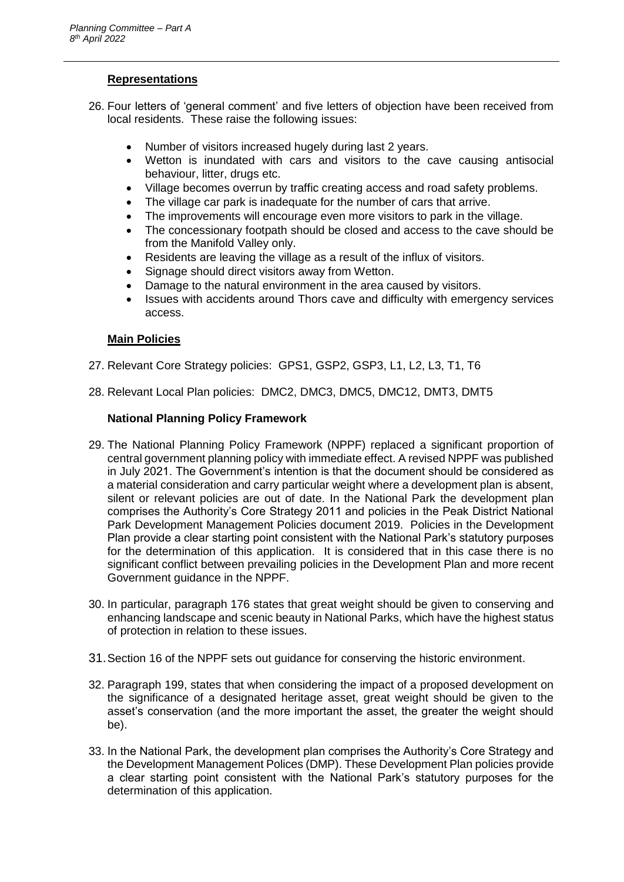## Representations

26. Four letters of 'general comment' and five letters of objection have been received from local residents. These raise the following issues:

    - Number of visitors increased hugely during last 2 years.
    - Wetton is inundated with cars and visitors to the cave causing antisocial behaviour, litter, drugs etc.
    - Village becomes overrun by traffic creating access and road safety problems.
    - The village car park is inadequate for the number of cars that arrive.
    - The improvements will encourage even more visitors to park in the village.
    - The concessionary footpath should be closed and access to the cave should be from the Manifold Valley only.
    - Residents are leaving the village as a result of the influx of visitors.
    - Signage should direct visitors away from Wetton.
    - Damage to the natural environment in the area caused by visitors.
    - Issues with accidents around Thors cave and difficulty with emergency services access.

## Main Policies

27. Relevant Core Strategy policies: GPS1, GSP2, GSP3, L1, L2, L3, T1, T6

28. Relevant Local Plan policies: DMC2, DMC3, DMC5, DMC12, DMT3, DMT5

## National Planning Policy Framework

29. The National Planning Policy Framework (NPPF) replaced a significant proportion of central government planning policy with immediate effect. A revised NPPF was published in July 2021. The Government's intention is that the document should be considered as a material consideration and carry particular weight where a development plan is absent, silent or relevant policies are out of date. In the National Park the development plan comprises the Authority's Core Strategy 2011 and policies in the Peak District National Park Development Management Policies document 2019. Policies in the Development Plan provide a clear starting point consistent with the National Park's statutory purposes for the determination of this application. It is considered that in this case there is no significant conflict between prevailing policies in the Development Plan and more recent Government guidance in the NPPF.

30. In particular, paragraph 176 states that great weight should be given to conserving and enhancing landscape and scenic beauty in National Parks, which have the highest status of protection in relation to these issues.

31. Section 16 of the NPPF sets out guidance for conserving the historic environment.

32. Paragraph 199, states that when considering the impact of a proposed development on the significance of a designated heritage asset, great weight should be given to the asset's conservation (and the more important the asset, the greater the weight should be).

33. In the National Park, the development plan comprises the Authority's Core Strategy and the Development Management Polices (DMP). These Development Plan policies provide a clear starting point consistent with the National Park's statutory purposes for the determination of this application.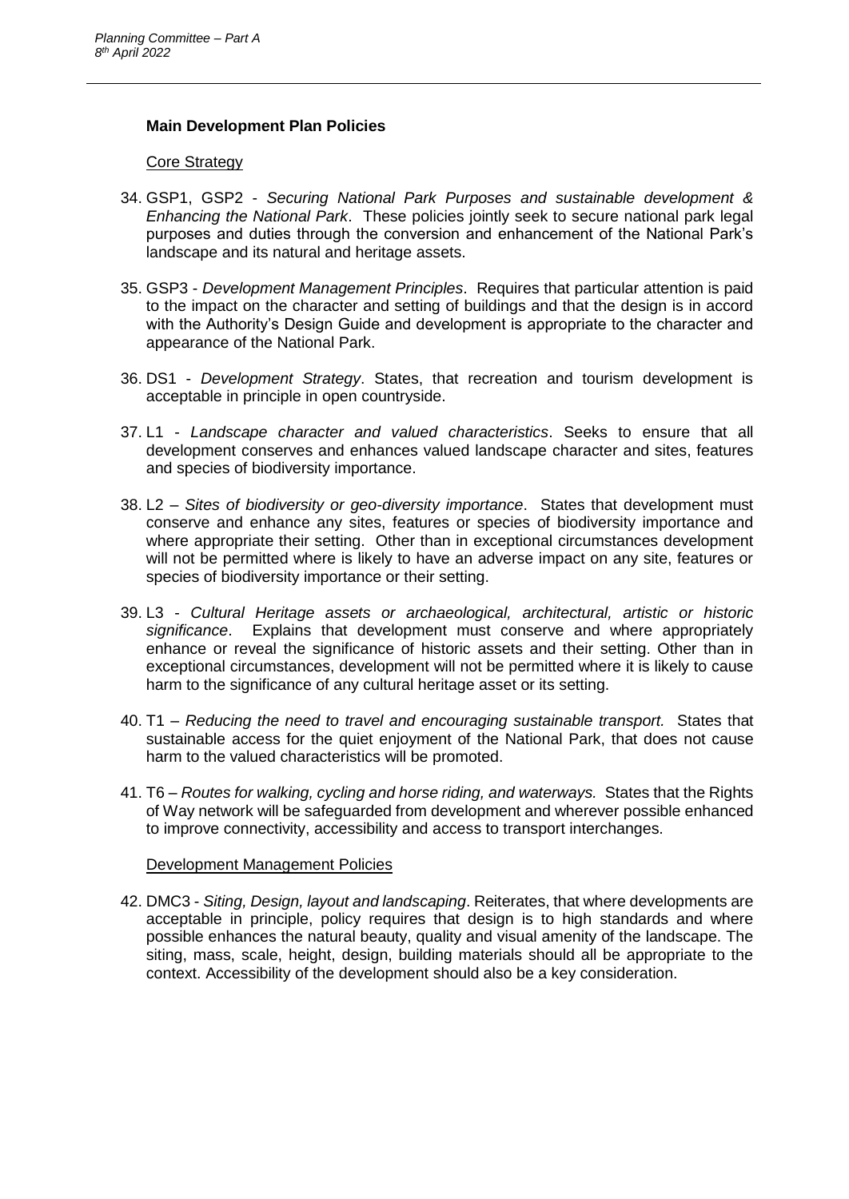**Main Development Plan Policies**

Core Strategy

34. GSP1, GSP2 - *Securing National Park Purposes and sustainable development & Enhancing the National Park*. These policies jointly seek to secure national park legal purposes and duties through the conversion and enhancement of the National Park's landscape and its natural and heritage assets.

35. GSP3 - *Development Management Principles*. Requires that particular attention is paid to the impact on the character and setting of buildings and that the design is in accord with the Authority's Design Guide and development is appropriate to the character and appearance of the National Park.

36. DS1 - *Development Strategy*. States, that recreation and tourism development is acceptable in principle in open countryside.

37. L1 - *Landscape character and valued characteristics*. Seeks to ensure that all development conserves and enhances valued landscape character and sites, features and species of biodiversity importance.

38. L2 – *Sites of biodiversity or geo-diversity importance*. States that development must conserve and enhance any sites, features or species of biodiversity importance and where appropriate their setting. Other than in exceptional circumstances development will not be permitted where is likely to have an adverse impact on any site, features or species of biodiversity importance or their setting.

39. L3 - *Cultural Heritage assets or archaeological, architectural, artistic or historic significance*. Explains that development must conserve and where appropriately enhance or reveal the significance of historic assets and their setting. Other than in exceptional circumstances, development will not be permitted where it is likely to cause harm to the significance of any cultural heritage asset or its setting.

40. T1 – *Reducing the need to travel and encouraging sustainable transport.* States that sustainable access for the quiet enjoyment of the National Park, that does not cause harm to the valued characteristics will be promoted.

41. T6 – *Routes for walking, cycling and horse riding, and waterways.* States that the Rights of Way network will be safeguarded from development and wherever possible enhanced to improve connectivity, accessibility and access to transport interchanges.

Development Management Policies

42. DMC3 - *Siting, Design, layout and landscaping*. Reiterates, that where developments are acceptable in principle, policy requires that design is to high standards and where possible enhances the natural beauty, quality and visual amenity of the landscape. The siting, mass, scale, height, design, building materials should all be appropriate to the context. Accessibility of the development should also be a key consideration.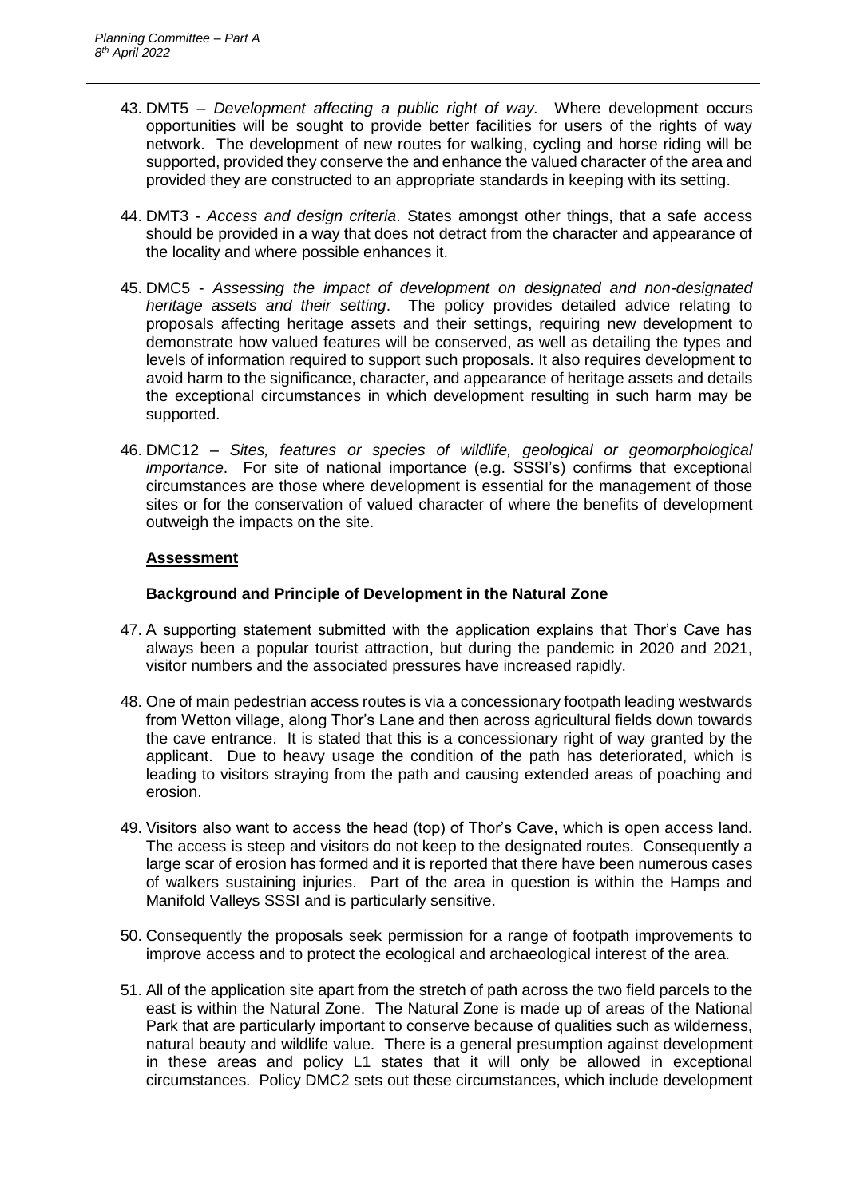43. DMT5 – *Development affecting a public right of way.* Where development occurs opportunities will be sought to provide better facilities for users of the rights of way network. The development of new routes for walking, cycling and horse riding will be supported, provided they conserve the and enhance the valued character of the area and provided they are constructed to an appropriate standards in keeping with its setting.

44. DMT3 - *Access and design criteria*. States amongst other things, that a safe access should be provided in a way that does not detract from the character and appearance of the locality and where possible enhances it.

45. DMC5 - *Assessing the impact of development on designated and non-designated heritage assets and their setting*. The policy provides detailed advice relating to proposals affecting heritage assets and their settings, requiring new development to demonstrate how valued features will be conserved, as well as detailing the types and levels of information required to support such proposals. It also requires development to avoid harm to the significance, character, and appearance of heritage assets and details the exceptional circumstances in which development resulting in such harm may be supported.

46. DMC12 – *Sites, features or species of wildlife, geological or geomorphological importance*. For site of national importance (e.g. SSSI's) confirms that exceptional circumstances are those where development is essential for the management of those sites or for the conservation of valued character of where the benefits of development outweigh the impacts on the site.

## Assessment

### Background and Principle of Development in the Natural Zone

47. A supporting statement submitted with the application explains that Thor's Cave has always been a popular tourist attraction, but during the pandemic in 2020 and 2021, visitor numbers and the associated pressures have increased rapidly.

48. One of main pedestrian access routes is via a concessionary footpath leading westwards from Wetton village, along Thor's Lane and then across agricultural fields down towards the cave entrance. It is stated that this is a concessionary right of way granted by the applicant. Due to heavy usage the condition of the path has deteriorated, which is leading to visitors straying from the path and causing extended areas of poaching and erosion.

49. Visitors also want to access the head (top) of Thor's Cave, which is open access land. The access is steep and visitors do not keep to the designated routes. Consequently a large scar of erosion has formed and it is reported that there have been numerous cases of walkers sustaining injuries. Part of the area in question is within the Hamps and Manifold Valleys SSSI and is particularly sensitive.

50. Consequently the proposals seek permission for a range of footpath improvements to improve access and to protect the ecological and archaeological interest of the area.

51. All of the application site apart from the stretch of path across the two field parcels to the east is within the Natural Zone. The Natural Zone is made up of areas of the National Park that are particularly important to conserve because of qualities such as wilderness, natural beauty and wildlife value. There is a general presumption against development in these areas and policy L1 states that it will only be allowed in exceptional circumstances. Policy DMC2 sets out these circumstances, which include development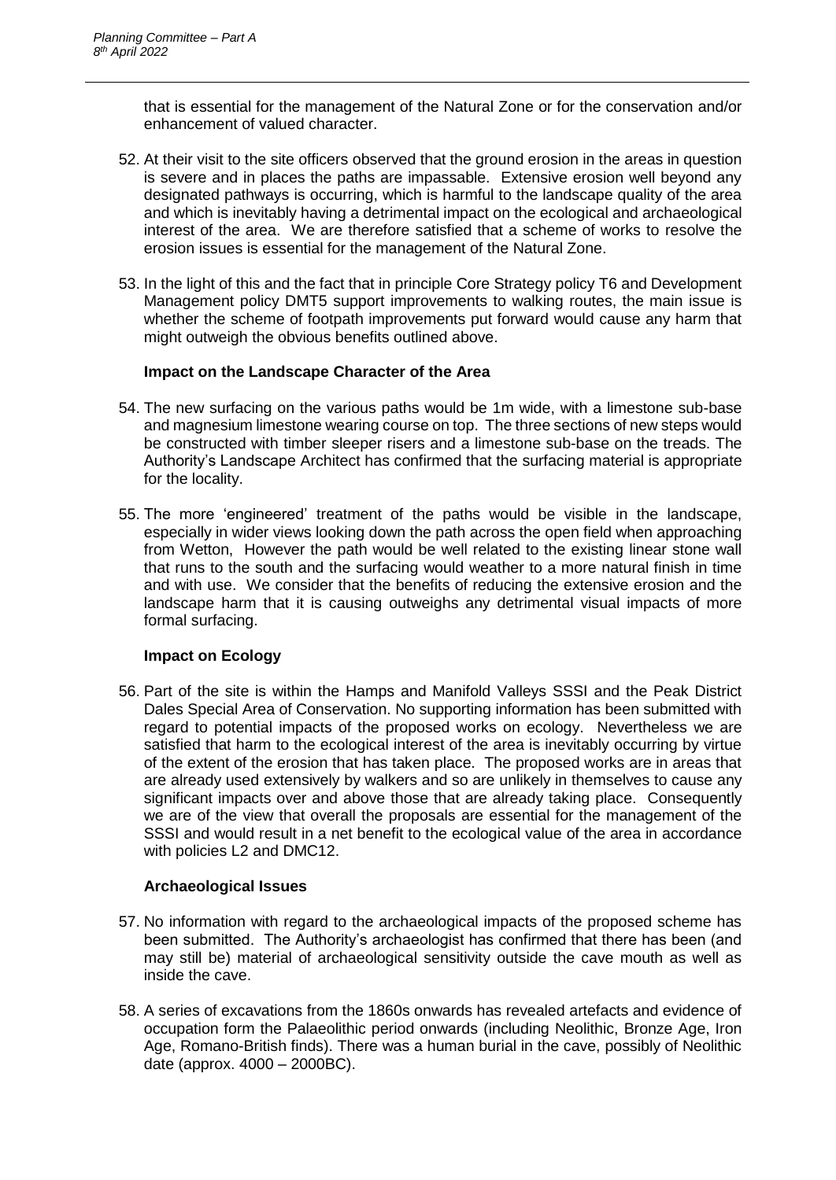that is essential for the management of the Natural Zone or for the conservation and/or enhancement of valued character.

52. At their visit to the site officers observed that the ground erosion in the areas in question is severe and in places the paths are impassable. Extensive erosion well beyond any designated pathways is occurring, which is harmful to the landscape quality of the area and which is inevitably having a detrimental impact on the ecological and archaeological interest of the area. We are therefore satisfied that a scheme of works to resolve the erosion issues is essential for the management of the Natural Zone.

53. In the light of this and the fact that in principle Core Strategy policy T6 and Development Management policy DMT5 support improvements to walking routes, the main issue is whether the scheme of footpath improvements put forward would cause any harm that might outweigh the obvious benefits outlined above.

**Impact on the Landscape Character of the Area**

54. The new surfacing on the various paths would be 1m wide, with a limestone sub-base and magnesium limestone wearing course on top. The three sections of new steps would be constructed with timber sleeper risers and a limestone sub-base on the treads. The Authority's Landscape Architect has confirmed that the surfacing material is appropriate for the locality.

55. The more 'engineered' treatment of the paths would be visible in the landscape, especially in wider views looking down the path across the open field when approaching from Wetton, However the path would be well related to the existing linear stone wall that runs to the south and the surfacing would weather to a more natural finish in time and with use. We consider that the benefits of reducing the extensive erosion and the landscape harm that it is causing outweighs any detrimental visual impacts of more formal surfacing.

**Impact on Ecology**

56. Part of the site is within the Hamps and Manifold Valleys SSSI and the Peak District Dales Special Area of Conservation. No supporting information has been submitted with regard to potential impacts of the proposed works on ecology. Nevertheless we are satisfied that harm to the ecological interest of the area is inevitably occurring by virtue of the extent of the erosion that has taken place. The proposed works are in areas that are already used extensively by walkers and so are unlikely in themselves to cause any significant impacts over and above those that are already taking place. Consequently we are of the view that overall the proposals are essential for the management of the SSSI and would result in a net benefit to the ecological value of the area in accordance with policies L2 and DMC12.

**Archaeological Issues**

57. No information with regard to the archaeological impacts of the proposed scheme has been submitted. The Authority's archaeologist has confirmed that there has been (and may still be) material of archaeological sensitivity outside the cave mouth as well as inside the cave.

58. A series of excavations from the 1860s onwards has revealed artefacts and evidence of occupation form the Palaeolithic period onwards (including Neolithic, Bronze Age, Iron Age, Romano-British finds). There was a human burial in the cave, possibly of Neolithic date (approx. 4000 – 2000BC).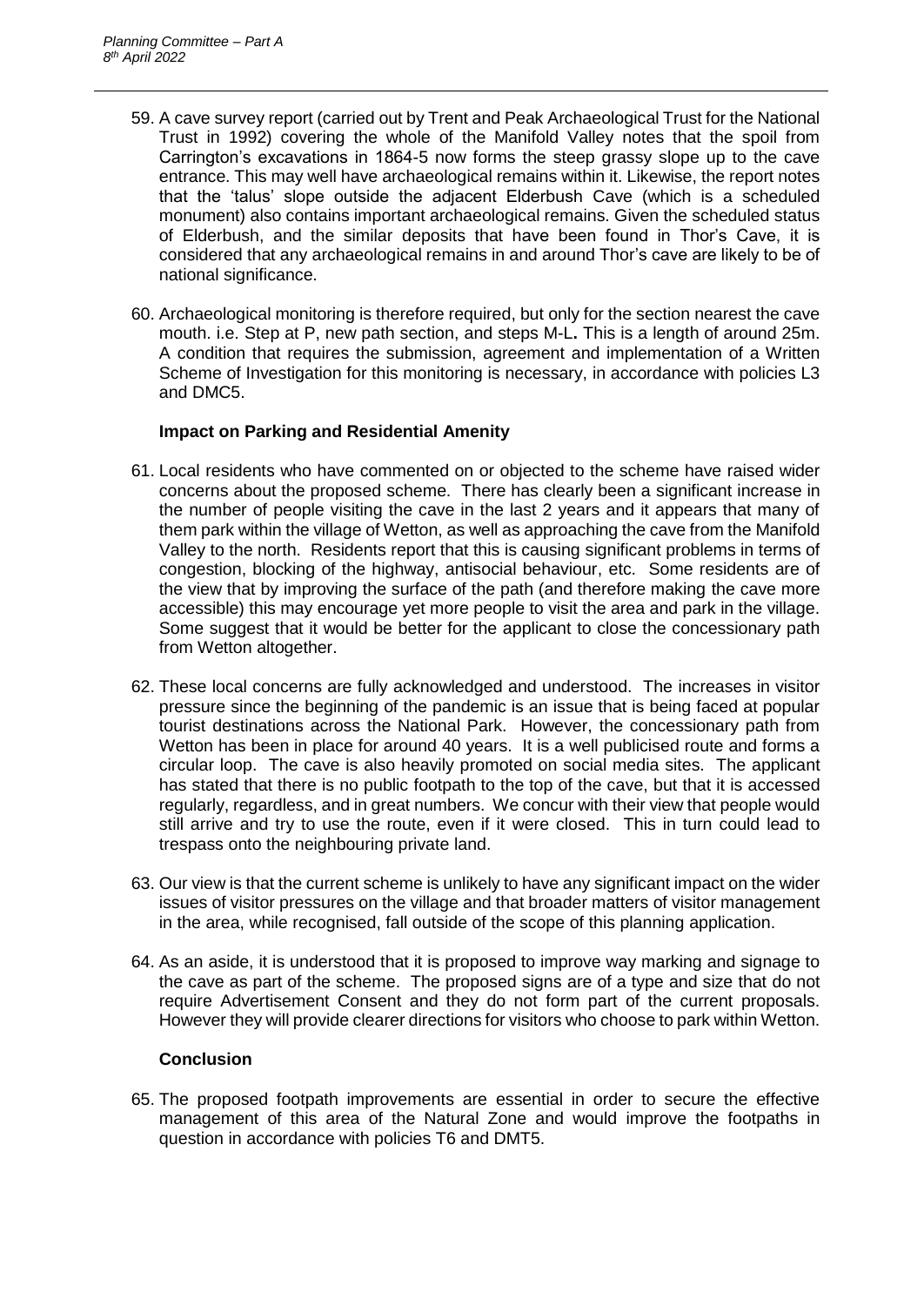59. A cave survey report (carried out by Trent and Peak Archaeological Trust for the National Trust in 1992) covering the whole of the Manifold Valley notes that the spoil from Carrington's excavations in 1864-5 now forms the steep grassy slope up to the cave entrance. This may well have archaeological remains within it. Likewise, the report notes that the 'talus' slope outside the adjacent Elderbush Cave (which is a scheduled monument) also contains important archaeological remains. Given the scheduled status of Elderbush, and the similar deposits that have been found in Thor's Cave, it is considered that any archaeological remains in and around Thor's cave are likely to be of national significance.

60. Archaeological monitoring is therefore required, but only for the section nearest the cave mouth. i.e. Step at P, new path section, and steps M-L**.** This is a length of around 25m. A condition that requires the submission, agreement and implementation of a Written Scheme of Investigation for this monitoring is necessary, in accordance with policies L3 and DMC5.

### Impact on Parking and Residential Amenity

61. Local residents who have commented on or objected to the scheme have raised wider concerns about the proposed scheme. There has clearly been a significant increase in the number of people visiting the cave in the last 2 years and it appears that many of them park within the village of Wetton, as well as approaching the cave from the Manifold Valley to the north. Residents report that this is causing significant problems in terms of congestion, blocking of the highway, antisocial behaviour, etc. Some residents are of the view that by improving the surface of the path (and therefore making the cave more accessible) this may encourage yet more people to visit the area and park in the village. Some suggest that it would be better for the applicant to close the concessionary path from Wetton altogether.

62. These local concerns are fully acknowledged and understood. The increases in visitor pressure since the beginning of the pandemic is an issue that is being faced at popular tourist destinations across the National Park. However, the concessionary path from Wetton has been in place for around 40 years. It is a well publicised route and forms a circular loop. The cave is also heavily promoted on social media sites. The applicant has stated that there is no public footpath to the top of the cave, but that it is accessed regularly, regardless, and in great numbers. We concur with their view that people would still arrive and try to use the route, even if it were closed. This in turn could lead to trespass onto the neighbouring private land.

63. Our view is that the current scheme is unlikely to have any significant impact on the wider issues of visitor pressures on the village and that broader matters of visitor management in the area, while recognised, fall outside of the scope of this planning application.

64. As an aside, it is understood that it is proposed to improve way marking and signage to the cave as part of the scheme. The proposed signs are of a type and size that do not require Advertisement Consent and they do not form part of the current proposals. However they will provide clearer directions for visitors who choose to park within Wetton.

### Conclusion

65. The proposed footpath improvements are essential in order to secure the effective management of this area of the Natural Zone and would improve the footpaths in question in accordance with policies T6 and DMT5.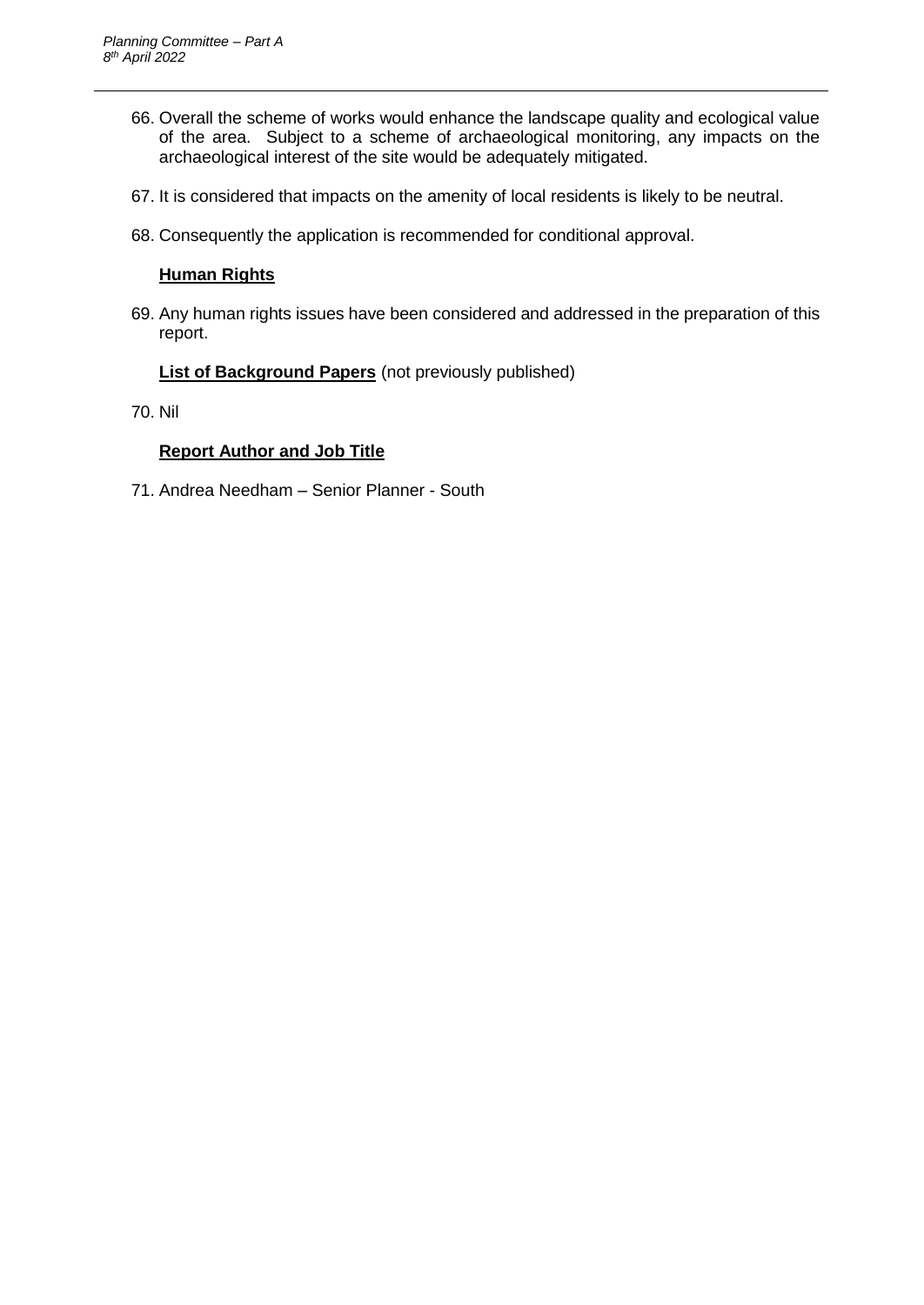66. Overall the scheme of works would enhance the landscape quality and ecological value of the area. Subject to a scheme of archaeological monitoring, any impacts on the archaeological interest of the site would be adequately mitigated.

67. It is considered that impacts on the amenity of local residents is likely to be neutral.

68. Consequently the application is recommended for conditional approval.

**Human Rights**

69. Any human rights issues have been considered and addressed in the preparation of this report.

**List of Background Papers** (not previously published)

70. Nil

**Report Author and Job Title**

71. Andrea Needham – Senior Planner - South